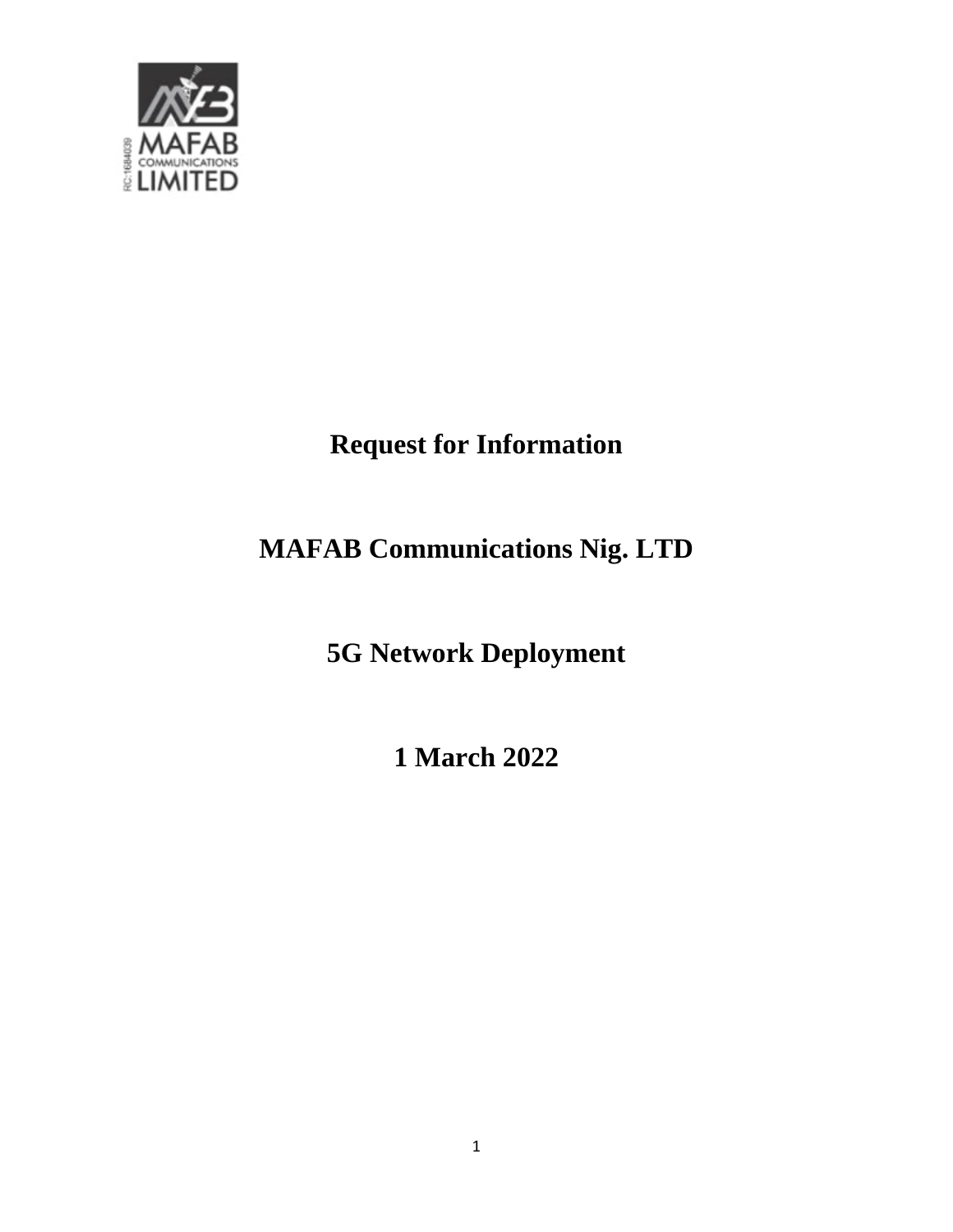# Request for Information

# MAFAB Communications Nig. LTD

# 5G Network Deployment

# 1 March 2022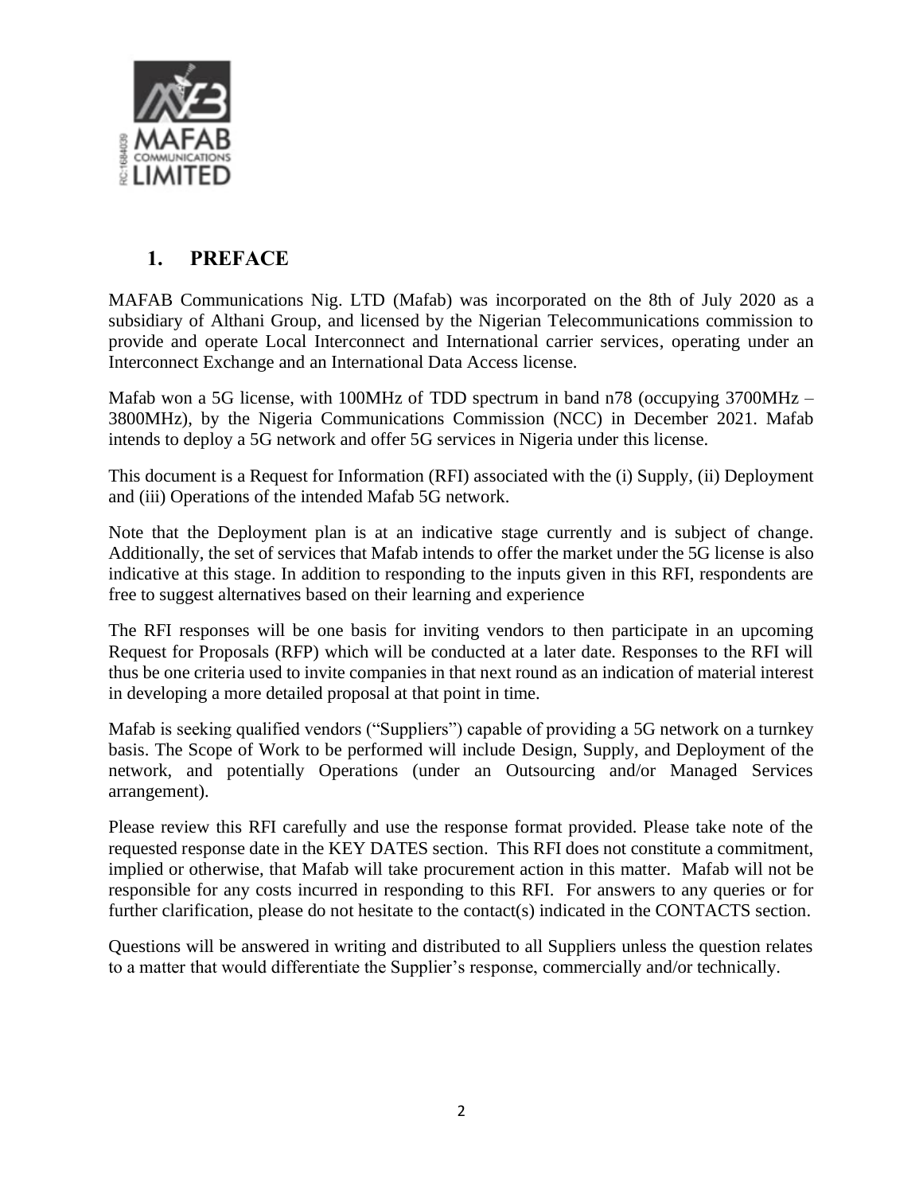## 1. PREFACE

MAFAB Communications Nig. LTD (Mafab) was incorporated on the 8th of July 2020 as a subsidiary of Althani Group, and licensed by the Nigerian Telecommunications commission to provide and operate Local Interconnect and International carrier services, operating under an Interconnect Exchange and an International Data Access license.

Mafab won a 5G license, with 100MHz of TDD spectrum in band n78 (occupying 3700MHz – 3800MHz), by the Nigeria Communications Commission (NCC) in December 2021. Mafab intends to deploy a 5G network and offer 5G services in Nigeria under this license.

This document is a Request for Information (RFI) associated with the (i) Supply, (ii) Deployment and (iii) Operations of the intended Mafab 5G network.

Note that the Deployment plan is at an indicative stage currently and is subject of change. Additionally, the set of services that Mafab intends to offer the market under the 5G license is also indicative at this stage. In addition to responding to the inputs given in this RFI, respondents are free to suggest alternatives based on their learning and experience

The RFI responses will be one basis for inviting vendors to then participate in an upcoming Request for Proposals (RFP) which will be conducted at a later date. Responses to the RFI will thus be one criteria used to invite companies in that next round as an indication of material interest in developing a more detailed proposal at that point in time.

Mafab is seeking qualified vendors ("Suppliers") capable of providing a 5G network on a turnkey basis. The Scope of Work to be performed will include Design, Supply, and Deployment of the network, and potentially Operations (under an Outsourcing and/or Managed Services arrangement).

Please review this RFI carefully and use the response format provided. Please take note of the requested response date in the KEY DATES section. This RFI does not constitute a commitment, implied or otherwise, that Mafab will take procurement action in this matter. Mafab will not be responsible for any costs incurred in responding to this RFI. For answers to any queries or for further clarification, please do not hesitate to the contact(s) indicated in the CONTACTS section.

Questions will be answered in writing and distributed to all Suppliers unless the question relates to a matter that would differentiate the Supplier's response, commercially and/or technically.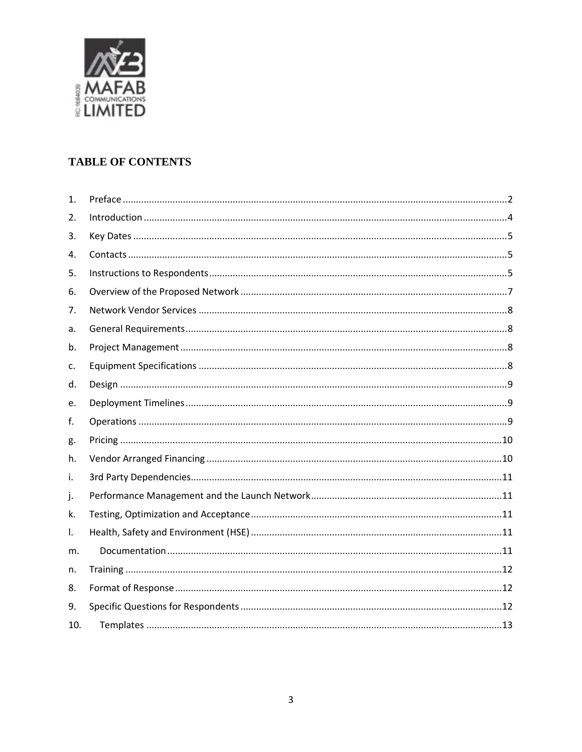# TABLE OF CONTENTS

1. Preface ..........2
2. Introduction ..........4
3. Key Dates ..........5
4. Contacts ..........5
5. Instructions to Respondents ..........5
6. Overview of the Proposed Network ..........7
7. Network Vendor Services ..........8

a. General Requirements ..........8

b. Project Management ..........8

c. Equipment Specifications ..........8

d. Design ..........9

e. Deployment Timelines ..........9

f. Operations ..........9

g. Pricing ..........10

h. Vendor Arranged Financing ..........10

i. 3rd Party Dependencies ..........11

j. Performance Management and the Launch Network ..........11

k. Testing, Optimization and Acceptance ..........11

l. Health, Safety and Environment (HSE) ..........11

m. Documentation ..........11

n. Training ..........12

8. Format of Response ..........12
9. Specific Questions for Respondents ..........12
10. Templates ..........13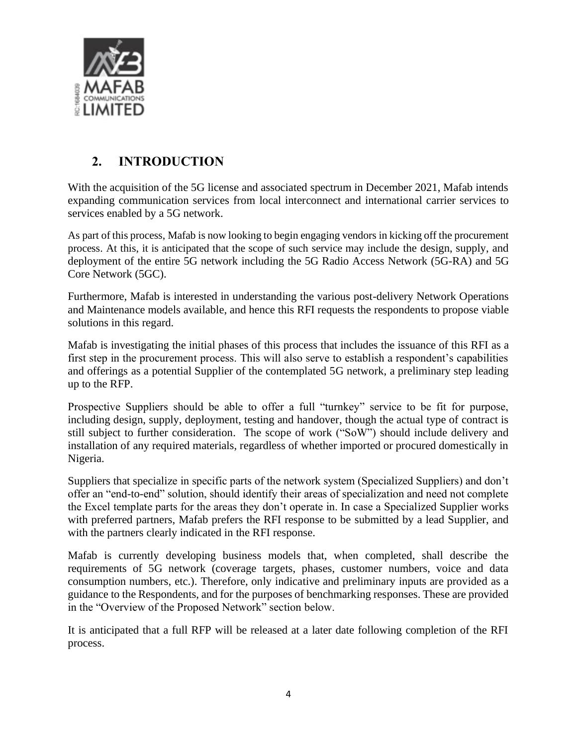## 2. INTRODUCTION

With the acquisition of the 5G license and associated spectrum in December 2021, Mafab intends expanding communication services from local interconnect and international carrier services to services enabled by a 5G network.

As part of this process, Mafab is now looking to begin engaging vendors in kicking off the procurement process. At this, it is anticipated that the scope of such service may include the design, supply, and deployment of the entire 5G network including the 5G Radio Access Network (5G-RA) and 5G Core Network (5GC).

Furthermore, Mafab is interested in understanding the various post-delivery Network Operations and Maintenance models available, and hence this RFI requests the respondents to propose viable solutions in this regard.

Mafab is investigating the initial phases of this process that includes the issuance of this RFI as a first step in the procurement process. This will also serve to establish a respondent's capabilities and offerings as a potential Supplier of the contemplated 5G network, a preliminary step leading up to the RFP.

Prospective Suppliers should be able to offer a full "turnkey" service to be fit for purpose, including design, supply, deployment, testing and handover, though the actual type of contract is still subject to further consideration. The scope of work ("SoW") should include delivery and installation of any required materials, regardless of whether imported or procured domestically in Nigeria.

Suppliers that specialize in specific parts of the network system (Specialized Suppliers) and don't offer an "end-to-end" solution, should identify their areas of specialization and need not complete the Excel template parts for the areas they don't operate in. In case a Specialized Supplier works with preferred partners, Mafab prefers the RFI response to be submitted by a lead Supplier, and with the partners clearly indicated in the RFI response.

Mafab is currently developing business models that, when completed, shall describe the requirements of 5G network (coverage targets, phases, customer numbers, voice and data consumption numbers, etc.). Therefore, only indicative and preliminary inputs are provided as a guidance to the Respondents, and for the purposes of benchmarking responses. These are provided in the "Overview of the Proposed Network" section below.

It is anticipated that a full RFP will be released at a later date following completion of the RFI process.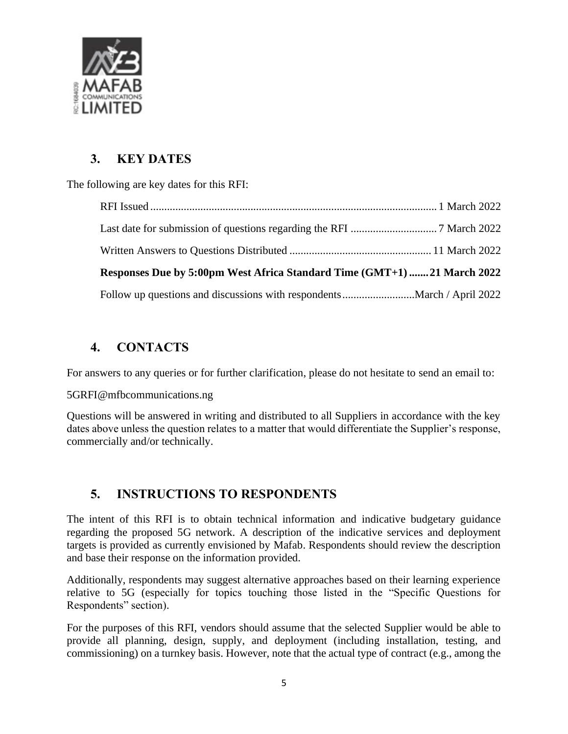## 3. KEY DATES

The following are key dates for this RFI:

RFI Issued....................................................................................................... 1 March 2022

Last date for submission of questions regarding the RFI ............................... 7 March 2022

Written Answers to Questions Distributed .................................................. 11 March 2022

**Responses Due by 5:00pm West Africa Standard Time (GMT+1) ....... 21 March 2022**

Follow up questions and discussions with respondents..........................March / April 2022

## 4. CONTACTS

For answers to any queries or for further clarification, please do not hesitate to send an email to:

5GRFI@mfbcommunications.ng

Questions will be answered in writing and distributed to all Suppliers in accordance with the key dates above unless the question relates to a matter that would differentiate the Supplier's response, commercially and/or technically.

## 5. INSTRUCTIONS TO RESPONDENTS

The intent of this RFI is to obtain technical information and indicative budgetary guidance regarding the proposed 5G network. A description of the indicative services and deployment targets is provided as currently envisioned by Mafab. Respondents should review the description and base their response on the information provided.

Additionally, respondents may suggest alternative approaches based on their learning experience relative to 5G (especially for topics touching those listed in the "Specific Questions for Respondents" section).

For the purposes of this RFI, vendors should assume that the selected Supplier would be able to provide all planning, design, supply, and deployment (including installation, testing, and commissioning) on a turnkey basis. However, note that the actual type of contract (e.g., among the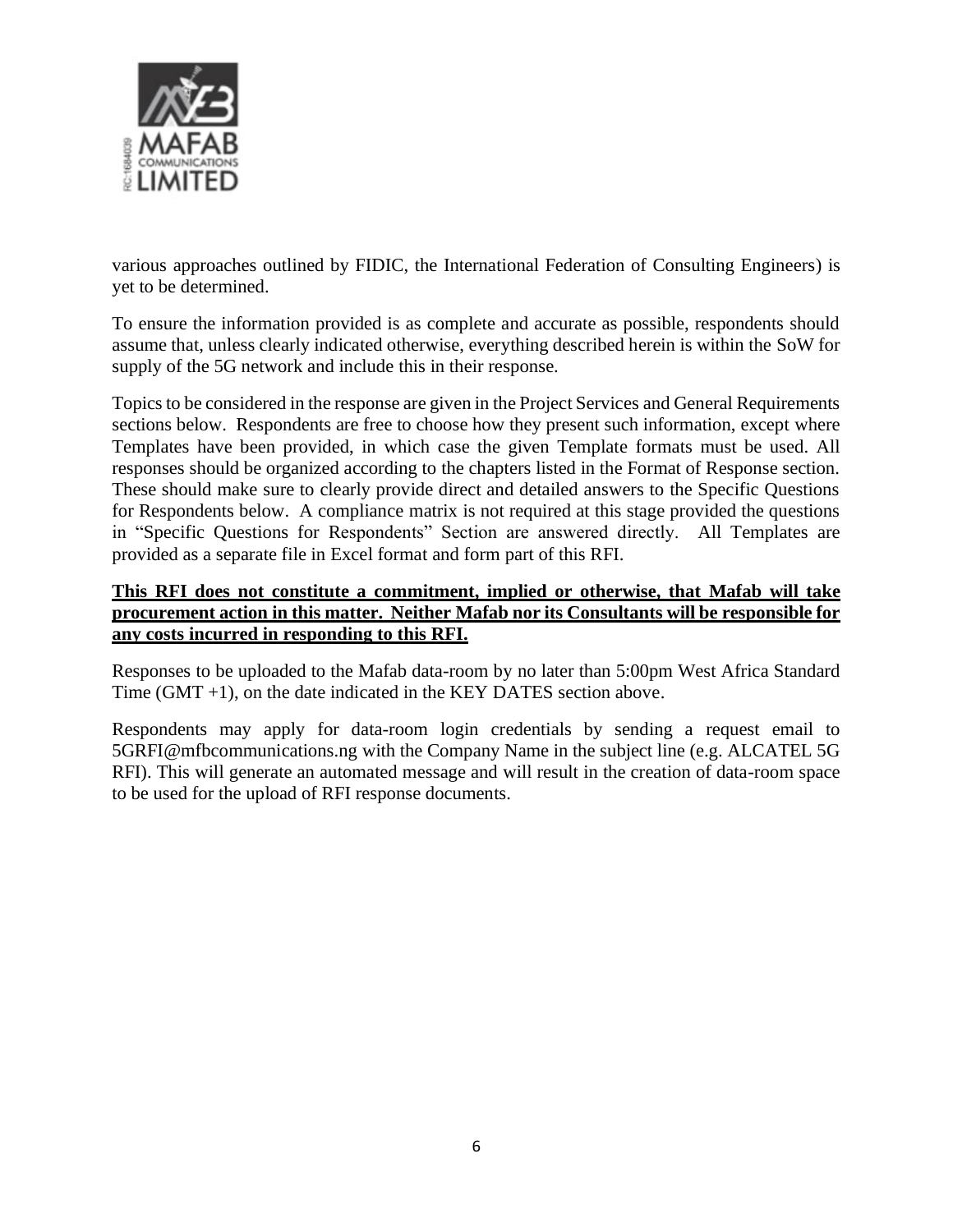various approaches outlined by FIDIC, the International Federation of Consulting Engineers) is yet to be determined.

To ensure the information provided is as complete and accurate as possible, respondents should assume that, unless clearly indicated otherwise, everything described herein is within the SoW for supply of the 5G network and include this in their response.

Topics to be considered in the response are given in the Project Services and General Requirements sections below. Respondents are free to choose how they present such information, except where Templates have been provided, in which case the given Template formats must be used. All responses should be organized according to the chapters listed in the Format of Response section. These should make sure to clearly provide direct and detailed answers to the Specific Questions for Respondents below. A compliance matrix is not required at this stage provided the questions in "Specific Questions for Respondents" Section are answered directly. All Templates are provided as a separate file in Excel format and form part of this RFI.

**This RFI does not constitute a commitment, implied or otherwise, that Mafab will take procurement action in this matter. Neither Mafab nor its Consultants will be responsible for any costs incurred in responding to this RFI.**

Responses to be uploaded to the Mafab data-room by no later than 5:00pm West Africa Standard Time (GMT +1), on the date indicated in the KEY DATES section above.

Respondents may apply for data-room login credentials by sending a request email to 5GRFI@mfbcommunications.ng with the Company Name in the subject line (e.g. ALCATEL 5G RFI). This will generate an automated message and will result in the creation of data-room space to be used for the upload of RFI response documents.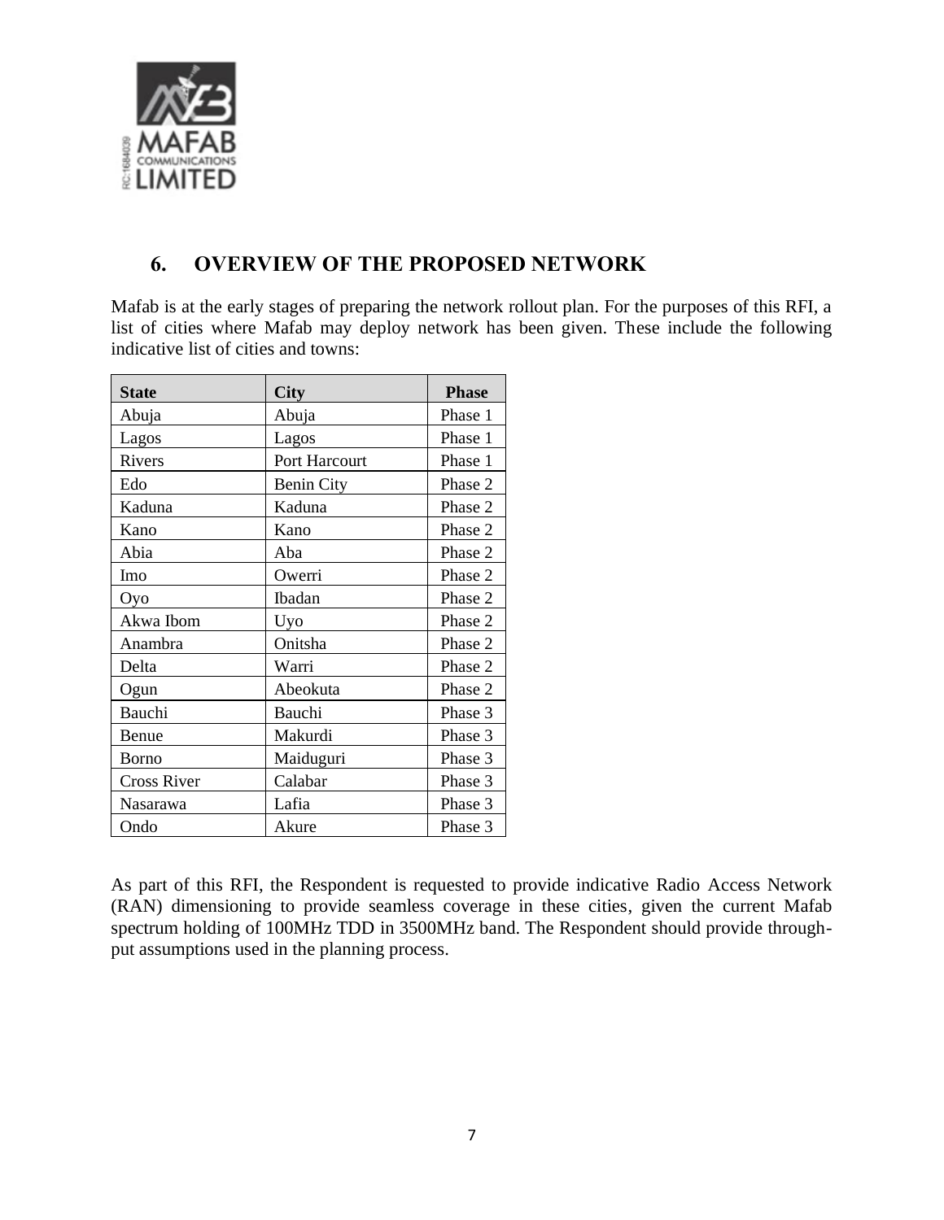## 6. OVERVIEW OF THE PROPOSED NETWORK

Mafab is at the early stages of preparing the network rollout plan. For the purposes of this RFI, a list of cities where Mafab may deploy network has been given. These include the following indicative list of cities and towns:

| State | City | Phase |
|---|---|---|
| Abuja | Abuja | Phase 1 |
| Lagos | Lagos | Phase 1 |
| Rivers | Port Harcourt | Phase 1 |
| Edo | Benin City | Phase 2 |
| Kaduna | Kaduna | Phase 2 |
| Kano | Kano | Phase 2 |
| Abia | Aba | Phase 2 |
| Imo | Owerri | Phase 2 |
| Oyo | Ibadan | Phase 2 |
| Akwa Ibom | Uyo | Phase 2 |
| Anambra | Onitsha | Phase 2 |
| Delta | Warri | Phase 2 |
| Ogun | Abeokuta | Phase 2 |
| Bauchi | Bauchi | Phase 3 |
| Benue | Makurdi | Phase 3 |
| Borno | Maiduguri | Phase 3 |
| Cross River | Calabar | Phase 3 |
| Nasarawa | Lafia | Phase 3 |
| Ondo | Akure | Phase 3 |

As part of this RFI, the Respondent is requested to provide indicative Radio Access Network (RAN) dimensioning to provide seamless coverage in these cities, given the current Mafab spectrum holding of 100MHz TDD in 3500MHz band. The Respondent should provide through-put assumptions used in the planning process.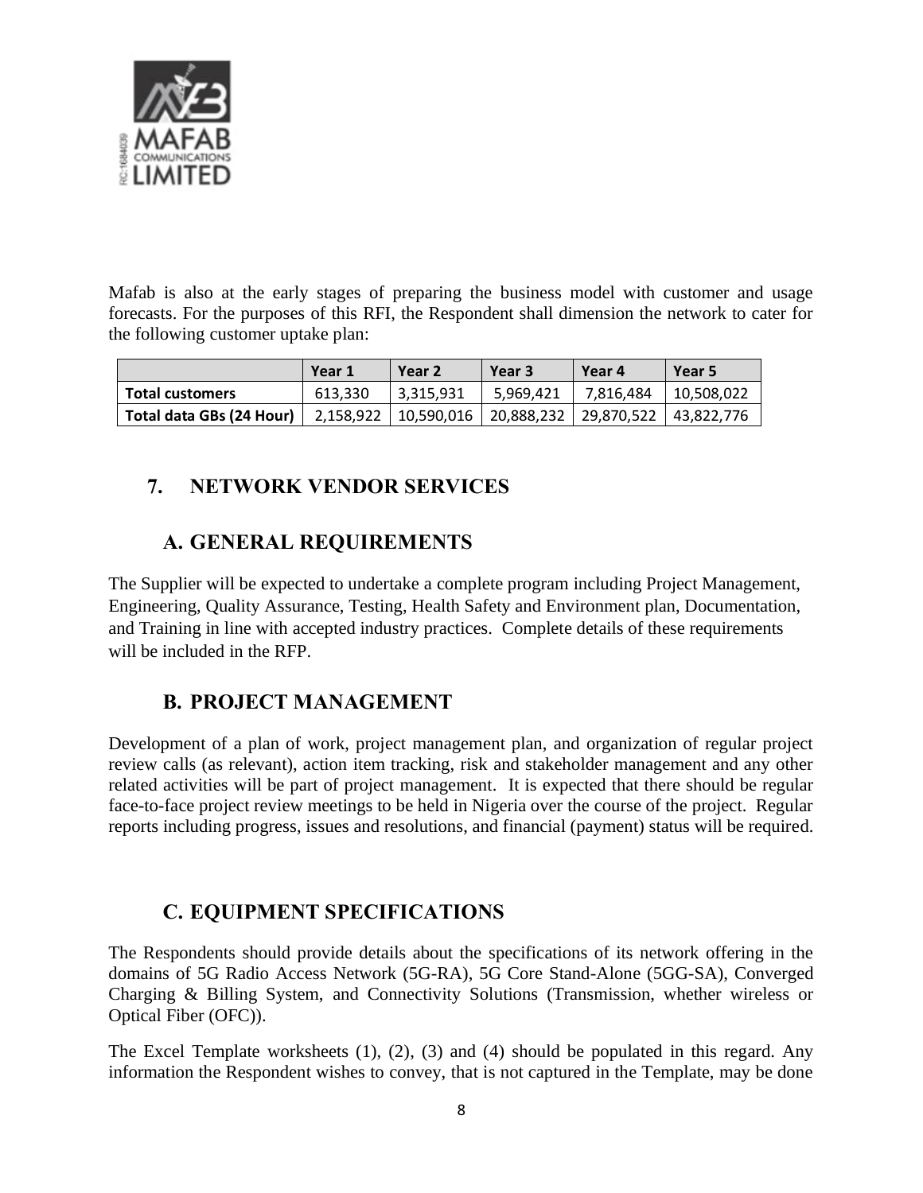Mafab is also at the early stages of preparing the business model with customer and usage forecasts. For the purposes of this RFI, the Respondent shall dimension the network to cater for the following customer uptake plan:

| | Year 1 | Year 2 | Year 3 | Year 4 | Year 5 |
|---|---|---|---|---|---|
| **Total customers** | 613,330 | 3,315,931 | 5,969,421 | 7,816,484 | 10,508,022 |
| **Total data GBs (24 Hour)** | 2,158,922 | 10,590,016 | 20,888,232 | 29,870,522 | 43,822,776 |

## 7. NETWORK VENDOR SERVICES

### A. GENERAL REQUIREMENTS

The Supplier will be expected to undertake a complete program including Project Management, Engineering, Quality Assurance, Testing, Health Safety and Environment plan, Documentation, and Training in line with accepted industry practices. Complete details of these requirements will be included in the RFP.

### B. PROJECT MANAGEMENT

Development of a plan of work, project management plan, and organization of regular project review calls (as relevant), action item tracking, risk and stakeholder management and any other related activities will be part of project management. It is expected that there should be regular face-to-face project review meetings to be held in Nigeria over the course of the project. Regular reports including progress, issues and resolutions, and financial (payment) status will be required.

### C. EQUIPMENT SPECIFICATIONS

The Respondents should provide details about the specifications of its network offering in the domains of 5G Radio Access Network (5G-RA), 5G Core Stand-Alone (5GG-SA), Converged Charging & Billing System, and Connectivity Solutions (Transmission, whether wireless or Optical Fiber (OFC)).

The Excel Template worksheets (1), (2), (3) and (4) should be populated in this regard. Any information the Respondent wishes to convey, that is not captured in the Template, may be done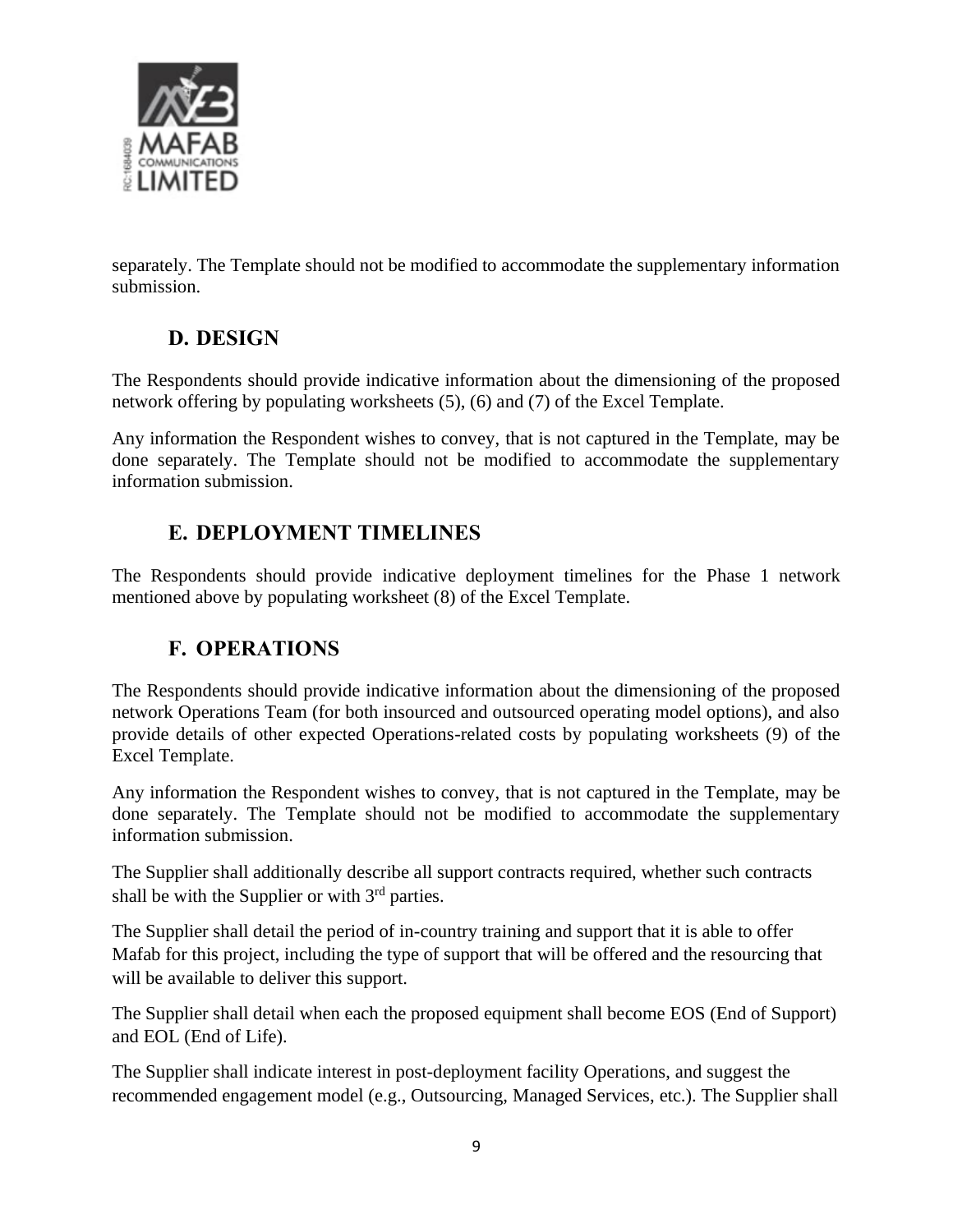separately. The Template should not be modified to accommodate the supplementary information submission.

## D. DESIGN

The Respondents should provide indicative information about the dimensioning of the proposed network offering by populating worksheets (5), (6) and (7) of the Excel Template.

Any information the Respondent wishes to convey, that is not captured in the Template, may be done separately. The Template should not be modified to accommodate the supplementary information submission.

## E. DEPLOYMENT TIMELINES

The Respondents should provide indicative deployment timelines for the Phase 1 network mentioned above by populating worksheet (8) of the Excel Template.

## F. OPERATIONS

The Respondents should provide indicative information about the dimensioning of the proposed network Operations Team (for both insourced and outsourced operating model options), and also provide details of other expected Operations-related costs by populating worksheets (9) of the Excel Template.

Any information the Respondent wishes to convey, that is not captured in the Template, may be done separately. The Template should not be modified to accommodate the supplementary information submission.

The Supplier shall additionally describe all support contracts required, whether such contracts shall be with the Supplier or with 3rd parties.

The Supplier shall detail the period of in-country training and support that it is able to offer Mafab for this project, including the type of support that will be offered and the resourcing that will be available to deliver this support.

The Supplier shall detail when each the proposed equipment shall become EOS (End of Support) and EOL (End of Life).

The Supplier shall indicate interest in post-deployment facility Operations, and suggest the recommended engagement model (e.g., Outsourcing, Managed Services, etc.). The Supplier shall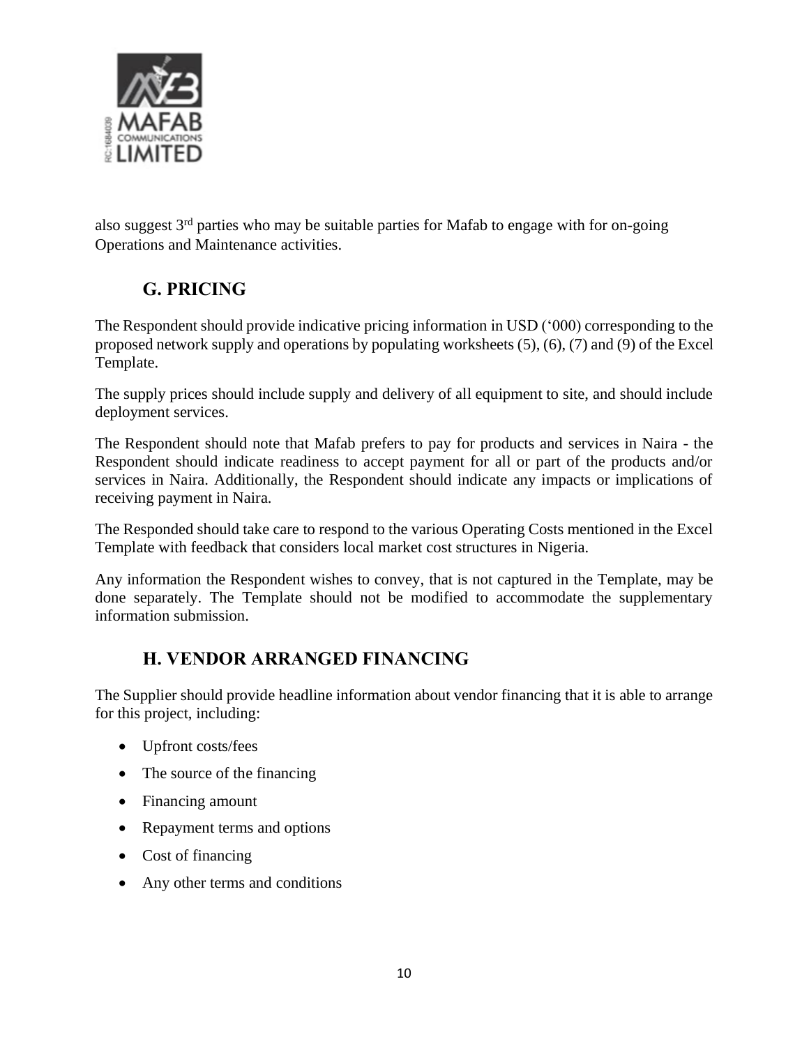also suggest 3rd parties who may be suitable parties for Mafab to engage with for on-going Operations and Maintenance activities.

## G. PRICING

The Respondent should provide indicative pricing information in USD ('000) corresponding to the proposed network supply and operations by populating worksheets (5), (6), (7) and (9) of the Excel Template.

The supply prices should include supply and delivery of all equipment to site, and should include deployment services.

The Respondent should note that Mafab prefers to pay for products and services in Naira - the Respondent should indicate readiness to accept payment for all or part of the products and/or services in Naira. Additionally, the Respondent should indicate any impacts or implications of receiving payment in Naira.

The Responded should take care to respond to the various Operating Costs mentioned in the Excel Template with feedback that considers local market cost structures in Nigeria.

Any information the Respondent wishes to convey, that is not captured in the Template, may be done separately. The Template should not be modified to accommodate the supplementary information submission.

## H. VENDOR ARRANGED FINANCING

The Supplier should provide headline information about vendor financing that it is able to arrange for this project, including:

- Upfront costs/fees
- The source of the financing
- Financing amount
- Repayment terms and options
- Cost of financing
- Any other terms and conditions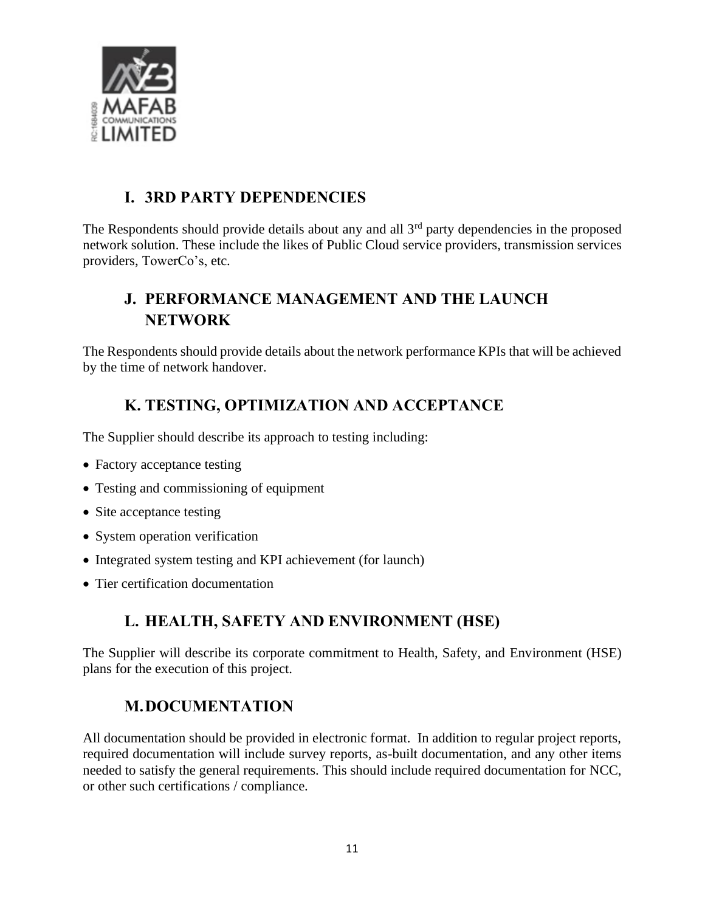## I. 3RD PARTY DEPENDENCIES

The Respondents should provide details about any and all 3rd party dependencies in the proposed network solution. These include the likes of Public Cloud service providers, transmission services providers, TowerCo's, etc.

## J. PERFORMANCE MANAGEMENT AND THE LAUNCH NETWORK

The Respondents should provide details about the network performance KPIs that will be achieved by the time of network handover.

## K. TESTING, OPTIMIZATION AND ACCEPTANCE

The Supplier should describe its approach to testing including:

- Factory acceptance testing
- Testing and commissioning of equipment
- Site acceptance testing
- System operation verification
- Integrated system testing and KPI achievement (for launch)
- Tier certification documentation

## L. HEALTH, SAFETY AND ENVIRONMENT (HSE)

The Supplier will describe its corporate commitment to Health, Safety, and Environment (HSE) plans for the execution of this project.

## M. DOCUMENTATION

All documentation should be provided in electronic format. In addition to regular project reports, required documentation will include survey reports, as-built documentation, and any other items needed to satisfy the general requirements. This should include required documentation for NCC, or other such certifications / compliance.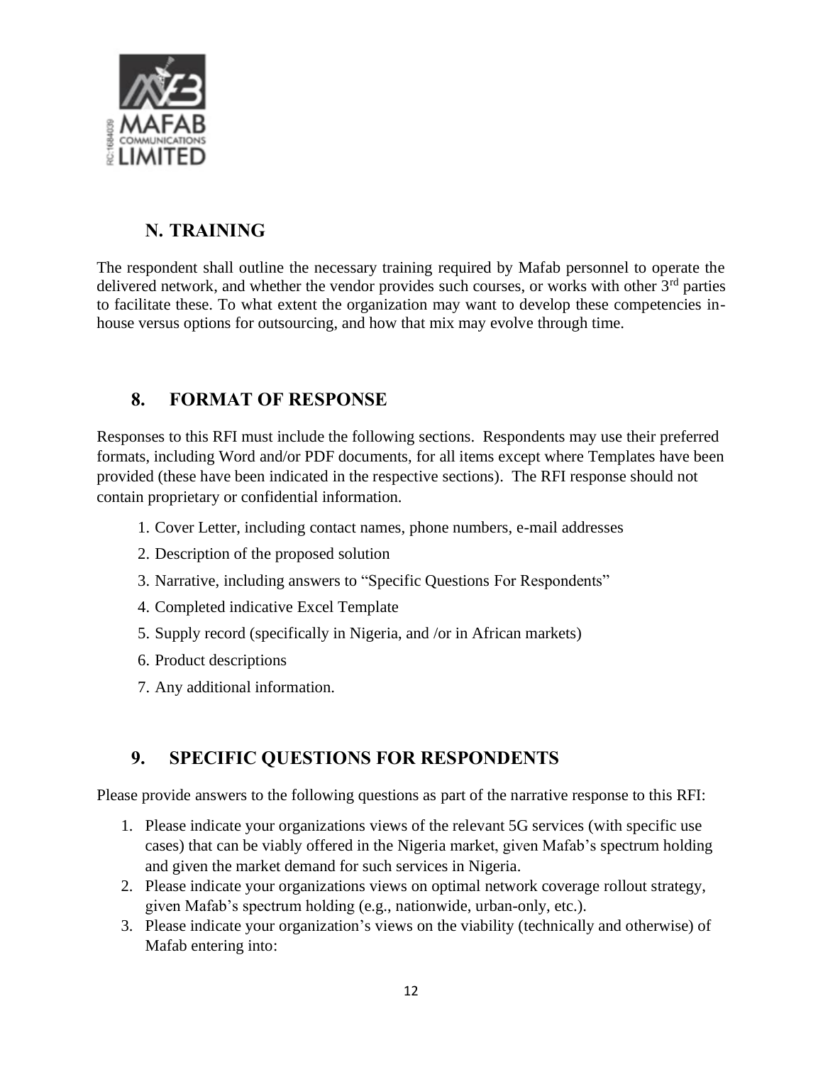## N. TRAINING

The respondent shall outline the necessary training required by Mafab personnel to operate the delivered network, and whether the vendor provides such courses, or works with other 3rd parties to facilitate these. To what extent the organization may want to develop these competencies in-house versus options for outsourcing, and how that mix may evolve through time.

## 8. FORMAT OF RESPONSE

Responses to this RFI must include the following sections. Respondents may use their preferred formats, including Word and/or PDF documents, for all items except where Templates have been provided (these have been indicated in the respective sections). The RFI response should not contain proprietary or confidential information.

1. Cover Letter, including contact names, phone numbers, e-mail addresses
2. Description of the proposed solution
3. Narrative, including answers to "Specific Questions For Respondents"
4. Completed indicative Excel Template
5. Supply record (specifically in Nigeria, and /or in African markets)
6. Product descriptions
7. Any additional information.

## 9. SPECIFIC QUESTIONS FOR RESPONDENTS

Please provide answers to the following questions as part of the narrative response to this RFI:

1. Please indicate your organizations views of the relevant 5G services (with specific use cases) that can be viably offered in the Nigeria market, given Mafab's spectrum holding and given the market demand for such services in Nigeria.
2. Please indicate your organizations views on optimal network coverage rollout strategy, given Mafab's spectrum holding (e.g., nationwide, urban-only, etc.).
3. Please indicate your organization's views on the viability (technically and otherwise) of Mafab entering into: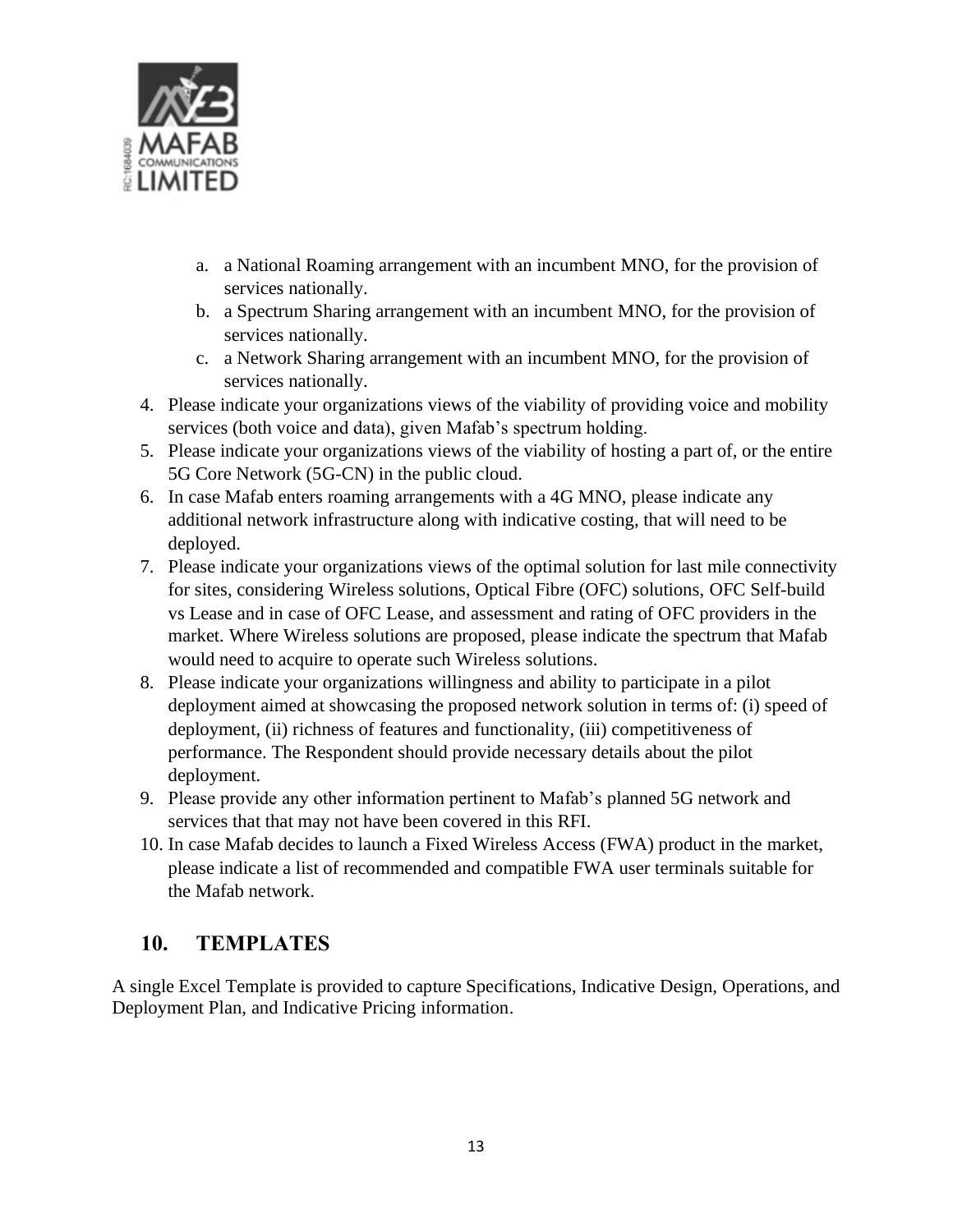a. a National Roaming arrangement with an incumbent MNO, for the provision of services nationally.
b. a Spectrum Sharing arrangement with an incumbent MNO, for the provision of services nationally.
c. a Network Sharing arrangement with an incumbent MNO, for the provision of services nationally.

4. Please indicate your organizations views of the viability of providing voice and mobility services (both voice and data), given Mafab's spectrum holding.
5. Please indicate your organizations views of the viability of hosting a part of, or the entire 5G Core Network (5G-CN) in the public cloud.
6. In case Mafab enters roaming arrangements with a 4G MNO, please indicate any additional network infrastructure along with indicative costing, that will need to be deployed.
7. Please indicate your organizations views of the optimal solution for last mile connectivity for sites, considering Wireless solutions, Optical Fibre (OFC) solutions, OFC Self-build vs Lease and in case of OFC Lease, and assessment and rating of OFC providers in the market. Where Wireless solutions are proposed, please indicate the spectrum that Mafab would need to acquire to operate such Wireless solutions.
8. Please indicate your organizations willingness and ability to participate in a pilot deployment aimed at showcasing the proposed network solution in terms of: (i) speed of deployment, (ii) richness of features and functionality, (iii) competitiveness of performance. The Respondent should provide necessary details about the pilot deployment.
9. Please provide any other information pertinent to Mafab's planned 5G network and services that that may not have been covered in this RFI.
10. In case Mafab decides to launch a Fixed Wireless Access (FWA) product in the market, please indicate a list of recommended and compatible FWA user terminals suitable for the Mafab network.

## 10. TEMPLATES

A single Excel Template is provided to capture Specifications, Indicative Design, Operations, and Deployment Plan, and Indicative Pricing information.